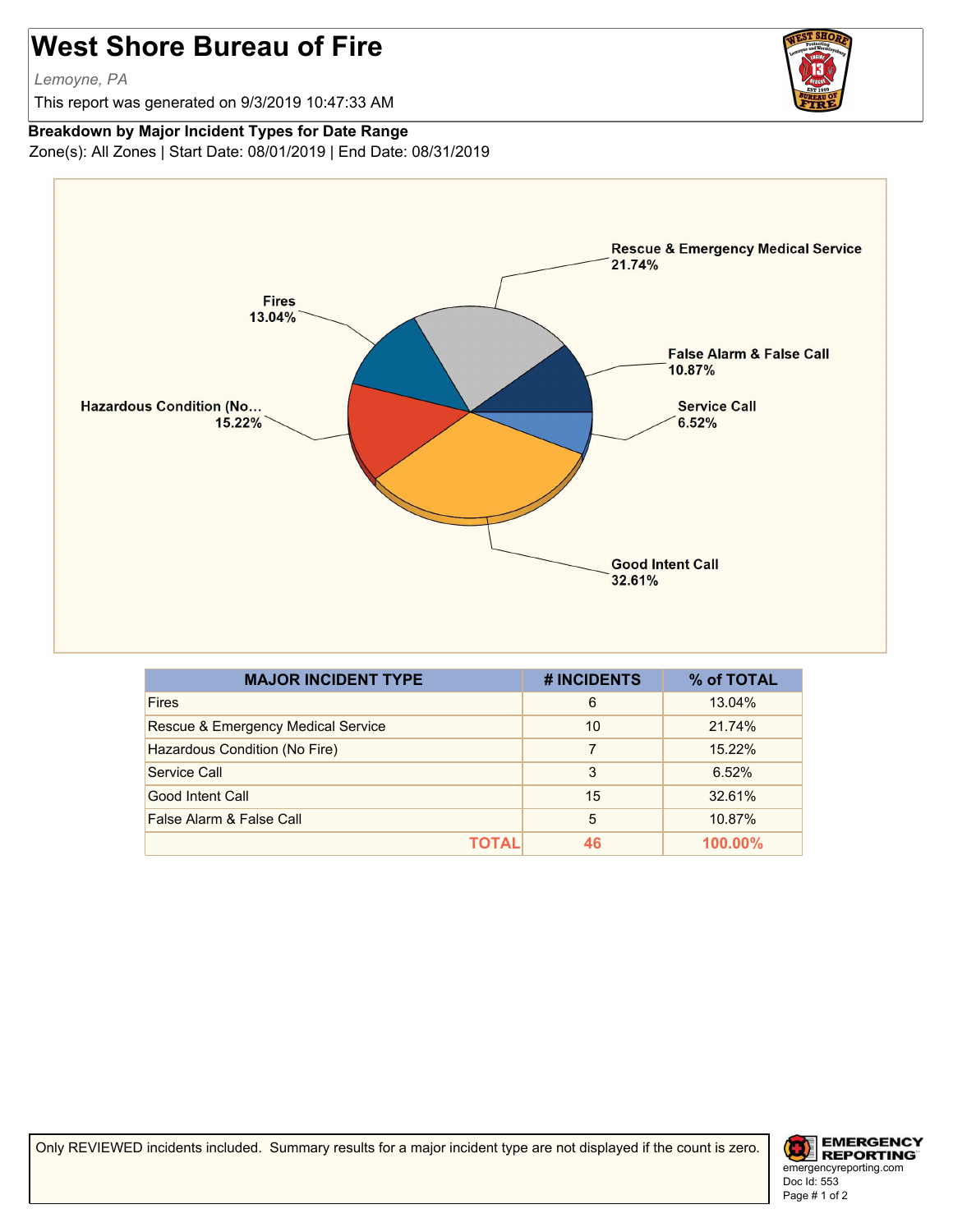# West Shore Bureau of Fire

*Lemoyne, PA*

This report was generated on 9/3/2019 10:47:33 AM

**Breakdown by Major Incident Types for Date Range**

Zone(s): All Zones | Start Date: 08/01/2019 | End Date: 08/31/2019

| MAJOR INCIDENT TYPE | # INCIDENTS | % of TOTAL |
|---|---|---|
| Fires | 6 | 13.04% |
| Rescue & Emergency Medical Service | 10 | 21.74% |
| Hazardous Condition (No Fire) | 7 | 15.22% |
| Service Call | 3 | 6.52% |
| Good Intent Call | 15 | 32.61% |
| False Alarm & False Call | 5 | 10.87% |
| **TOTAL** | **46** | **100.00%** |

Only REVIEWED incidents included. Summary results for a major incident type are not displayed if the count is zero.

EMERGENCY REPORTING
emergencyreporting.com
Doc Id: 553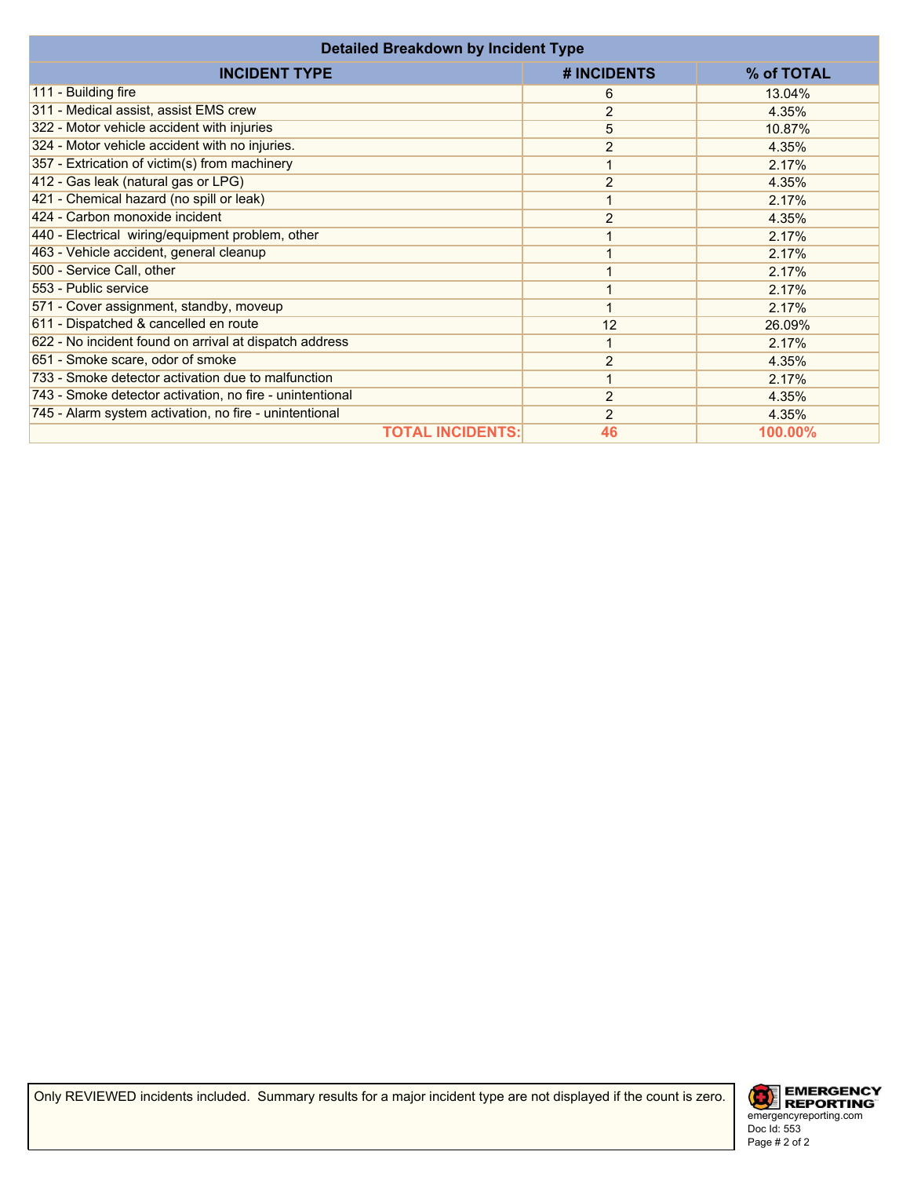## Detailed Breakdown by Incident Type

| INCIDENT TYPE | # INCIDENTS | % of TOTAL |
| --- | --- | --- |
| 111 - Building fire | 6 | 13.04% |
| 311 - Medical assist, assist EMS crew | 2 | 4.35% |
| 322 - Motor vehicle accident with injuries | 5 | 10.87% |
| 324 - Motor vehicle accident with no injuries. | 2 | 4.35% |
| 357 - Extrication of victim(s) from machinery | 1 | 2.17% |
| 412 - Gas leak (natural gas or LPG) | 2 | 4.35% |
| 421 - Chemical hazard (no spill or leak) | 1 | 2.17% |
| 424 - Carbon monoxide incident | 2 | 4.35% |
| 440 - Electrical wiring/equipment problem, other | 1 | 2.17% |
| 463 - Vehicle accident, general cleanup | 1 | 2.17% |
| 500 - Service Call, other | 1 | 2.17% |
| 553 - Public service | 1 | 2.17% |
| 571 - Cover assignment, standby, moveup | 1 | 2.17% |
| 611 - Dispatched & cancelled en route | 12 | 26.09% |
| 622 - No incident found on arrival at dispatch address | 1 | 2.17% |
| 651 - Smoke scare, odor of smoke | 2 | 4.35% |
| 733 - Smoke detector activation due to malfunction | 1 | 2.17% |
| 743 - Smoke detector activation, no fire - unintentional | 2 | 4.35% |
| 745 - Alarm system activation, no fire - unintentional | 2 | 4.35% |
| **TOTAL INCIDENTS:** | **46** | **100.00%** |

Only REVIEWED incidents included. Summary results for a major incident type are not displayed if the count is zero.

EMERGENCY REPORTING
emergencyreporting.com
Doc Id: 553